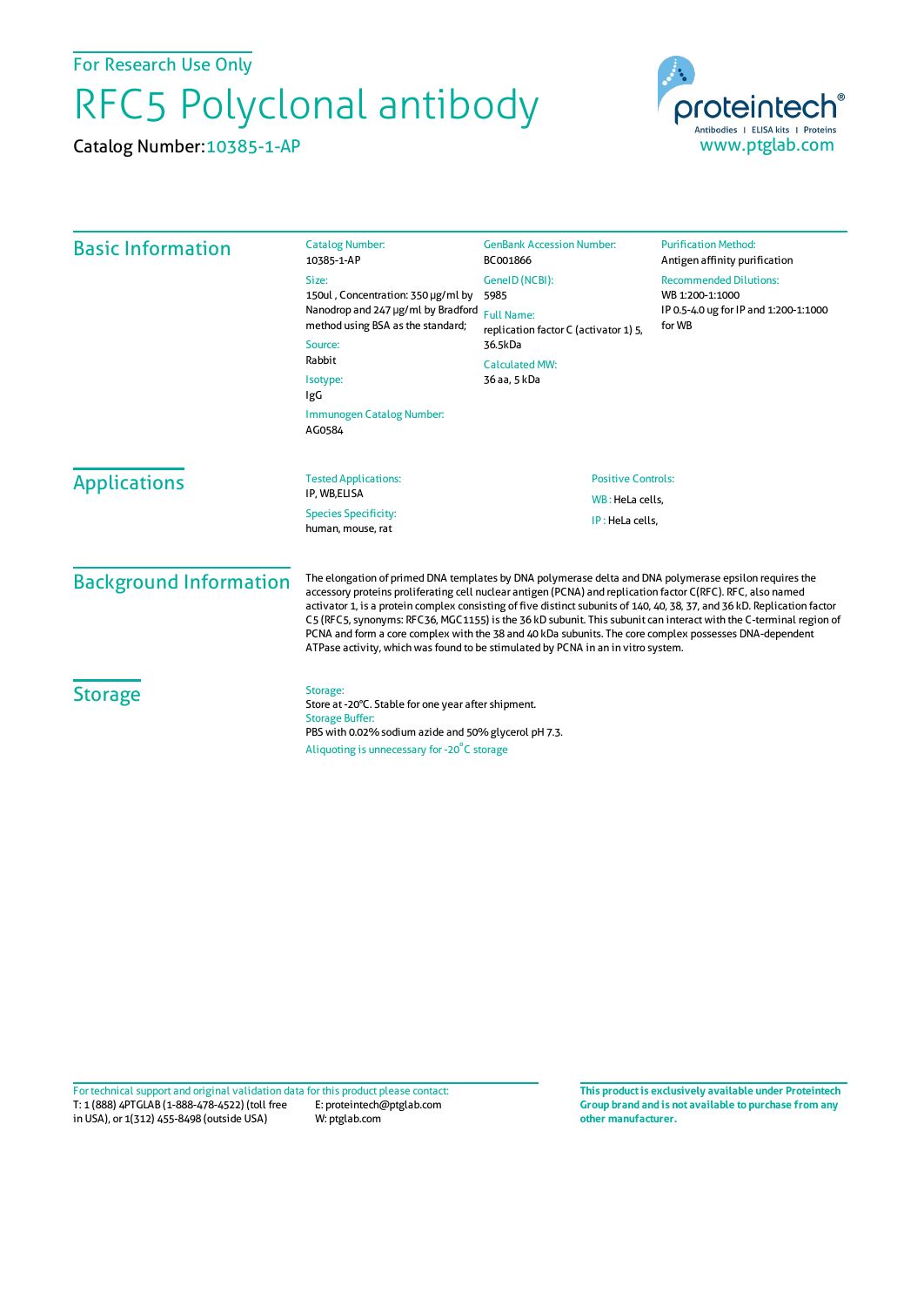For Research Use Only

# RFC5 Polyclonal antibody

Catalog Number: 10385-1-AP

proteintech®
Antibodies | ELISA kits | Proteins
www.ptglab.com

## Basic Information

**Catalog Number:**
10385-1-AP

**Size:**
150ul , Concentration: 350 μg/ml by Nanodrop and 247 μg/ml by Bradford method using BSA as the standard;

**Source:**
Rabbit

**Isotype:**
IgG

**Immunogen Catalog Number:**
AG0584

**GenBank Accession Number:**
BC001866

**GeneID (NCBI):**
5985

**Full Name:**
replication factor C (activator 1) 5, 36.5kDa

**Calculated MW:**
36 aa, 5 kDa

**Purification Method:**
Antigen affinity purification

**Recommended Dilutions:**
WB 1:200-1:1000
IP 0.5-4.0 ug for IP and 1:200-1:1000 for WB

## Applications

**Tested Applications:**
IP, WB,ELISA

**Species Specificity:**
human, mouse, rat

**Positive Controls:**
WB : HeLa cells,
IP : HeLa cells,

## Background Information

The elongation of primed DNA templates by DNA polymerase delta and DNA polymerase epsilon requires the accessory proteins proliferating cell nuclear antigen (PCNA) and replication factor C(RFC). RFC, also named activator 1, is a protein complex consisting of five distinct subunits of 140, 40, 38, 37, and 36 kD. Replication factor C5 (RFC5, synonyms: RFC36, MGC1155) is the 36 kD subunit. This subunit can interact with the C-terminal region of PCNA and form a core complex with the 38 and 40 kDa subunits. The core complex possesses DNA-dependent ATPase activity, which was found to be stimulated by PCNA in an in vitro system.

## Storage

**Storage:**
Store at -20°C. Stable for one year after shipment.

**Storage Buffer:**
PBS with 0.02% sodium azide and 50% glycerol pH 7.3.

Aliquoting is unnecessary for -20°C storage

For technical support and original validation data for this product please contact:
T: 1 (888) 4PTGLAB (1-888-478-4522) (toll free in USA), or 1(312) 455-8498 (outside USA)
E: proteintech@ptglab.com
W: ptglab.com

**This product is exclusively available under Proteintech Group brand and is not available to purchase from any other manufacturer.**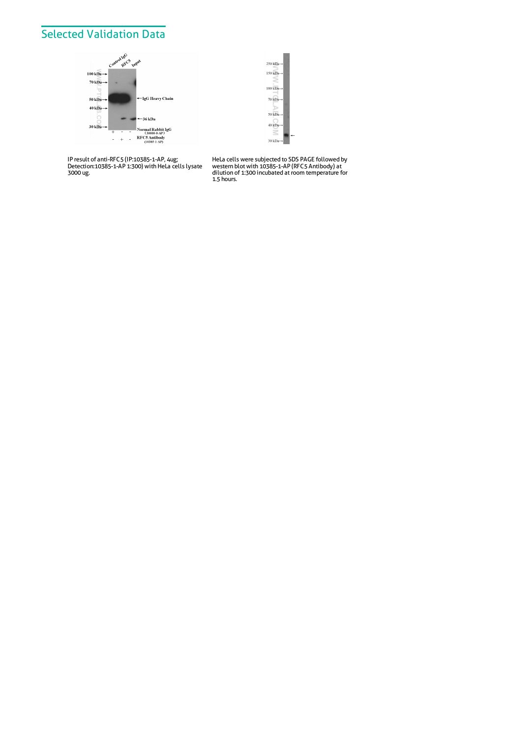# Selected Validation Data

Control IgG
RFC5
Input

100 kDa→
70 kDa→
50 kDa→
40 kDa→
30 kDa→

←IgG Heavy Chain
←36 kDa

+ - -
- + -

Normal Rabbit IgG (30000-0-AP)
RFC5 Antibody (10385-1-AP)

IP result of anti-RFC5 (IP:10385-1-AP, 4ug; Detection:10385-1-AP 1:300) with HeLa cells lysate 3000 ug.

250 kDa→
150 kDa→
100 kDa→
70 kDa→
50 kDa→
40 kDa→
30 kDa→

HeLa cells were subjected to SDS PAGE followed by western blot with 10385-1-AP (RFC5 Antibody) at dilution of 1:300 incubated at room temperature for 1.5 hours.